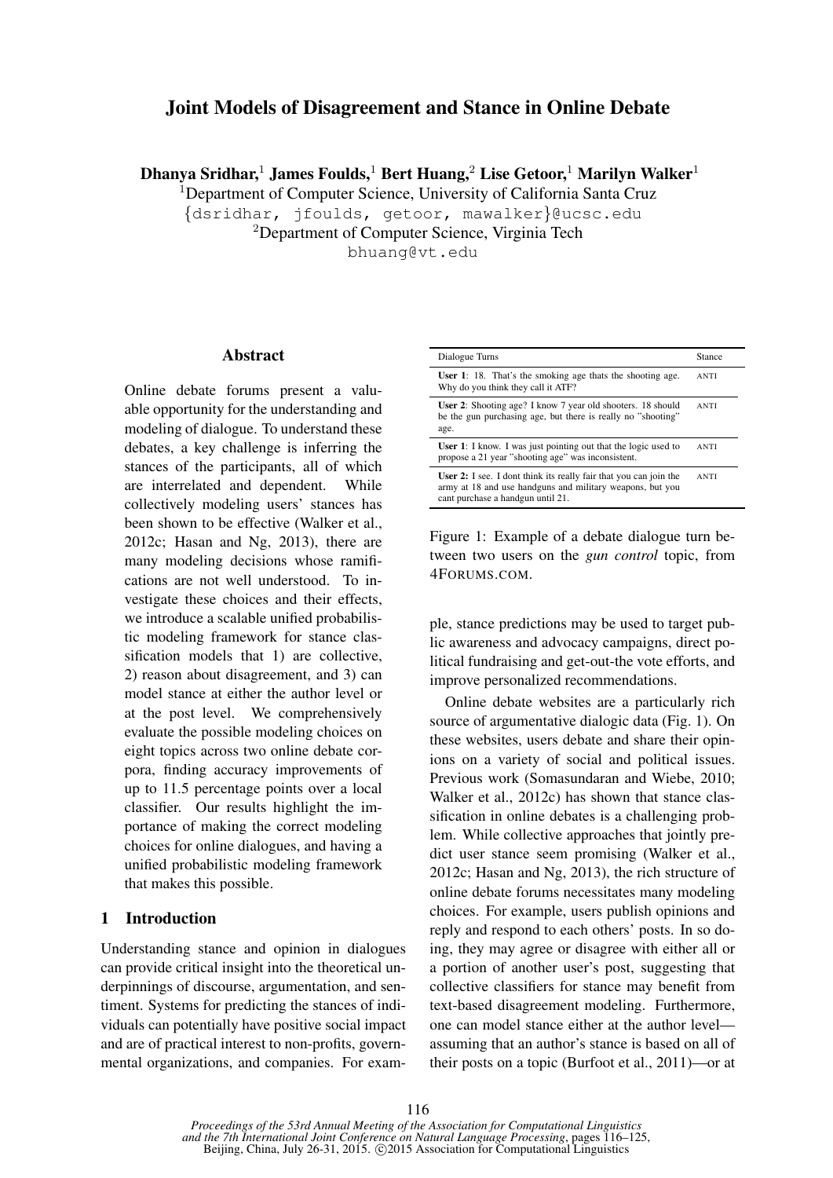# Joint Models of Disagreement and Stance in Online Debate

**Dhanya Sridhar,[1] James Foulds,[1] Bert Huang,[2] Lise Getoor,[1] Marilyn Walker[1]**

[1]Department of Computer Science, University of California Santa Cruz
{dsridhar, jfoulds, getoor, mawalker}@ucsc.edu
[2]Department of Computer Science, Virginia Tech
bhuang@vt.edu

## Abstract

Online debate forums present a valuable opportunity for the understanding and modeling of dialogue. To understand these debates, a key challenge is inferring the stances of the participants, all of which are interrelated and dependent. While collectively modeling users' stances has been shown to be effective (Walker et al., 2012c; Hasan and Ng, 2013), there are many modeling decisions whose ramifications are not well understood. To investigate these choices and their effects, we introduce a scalable unified probabilistic modeling framework for stance classification models that 1) are collective, 2) reason about disagreement, and 3) can model stance at either the author level or at the post level. We comprehensively evaluate the possible modeling choices on eight topics across two online debate corpora, finding accuracy improvements of up to 11.5 percentage points over a local classifier. Our results highlight the importance of making the correct modeling choices for online dialogues, and having a unified probabilistic modeling framework that makes this possible.

## 1 Introduction

Understanding stance and opinion in dialogues can provide critical insight into the theoretical underpinnings of discourse, argumentation, and sentiment. Systems for predicting the stances of individuals can potentially have positive social impact and are of practical interest to non-profits, governmental organizations, and companies. For example, stance predictions may be used to target public awareness and advocacy campaigns, direct political fundraising and get-out-the vote efforts, and improve personalized recommendations.

| Dialogue Turns | Stance |
|---|---|
| **User 1**: 18. That's the smoking age thats the shooting age. Why do you think they call it ATF? | ANTI |
| **User 2**: Shooting age? I know 7 year old shooters. 18 should be the gun purchasing age, but there is really no "shooting" age. | ANTI |
| **User 1**: I know. I was just pointing out that the logic used to propose a 21 year "shooting age" was inconsistent. | ANTI |
| **User 2:** I see. I dont think its really fair that you can join the army at 18 and use handguns and military weapons, but you cant purchase a handgun until 21. | ANTI |

Figure 1: Example of a debate dialogue turn between two users on the *gun control* topic, from 4FORUMS.COM.

Online debate websites are a particularly rich source of argumentative dialogic data (Fig. 1). On these websites, users debate and share their opinions on a variety of social and political issues. Previous work (Somasundaran and Wiebe, 2010; Walker et al., 2012c) has shown that stance classification in online debates is a challenging problem. While collective approaches that jointly predict user stance seem promising (Walker et al., 2012c; Hasan and Ng, 2013), the rich structure of online debate forums necessitates many modeling choices. For example, users publish opinions and reply and respond to each others' posts. In so doing, they may agree or disagree with either all or a portion of another user's post, suggesting that collective classifiers for stance may benefit from text-based disagreement modeling. Furthermore, one can model stance either at the author level—assuming that an author's stance is based on all of their posts on a topic (Burfoot et al., 2011)—or at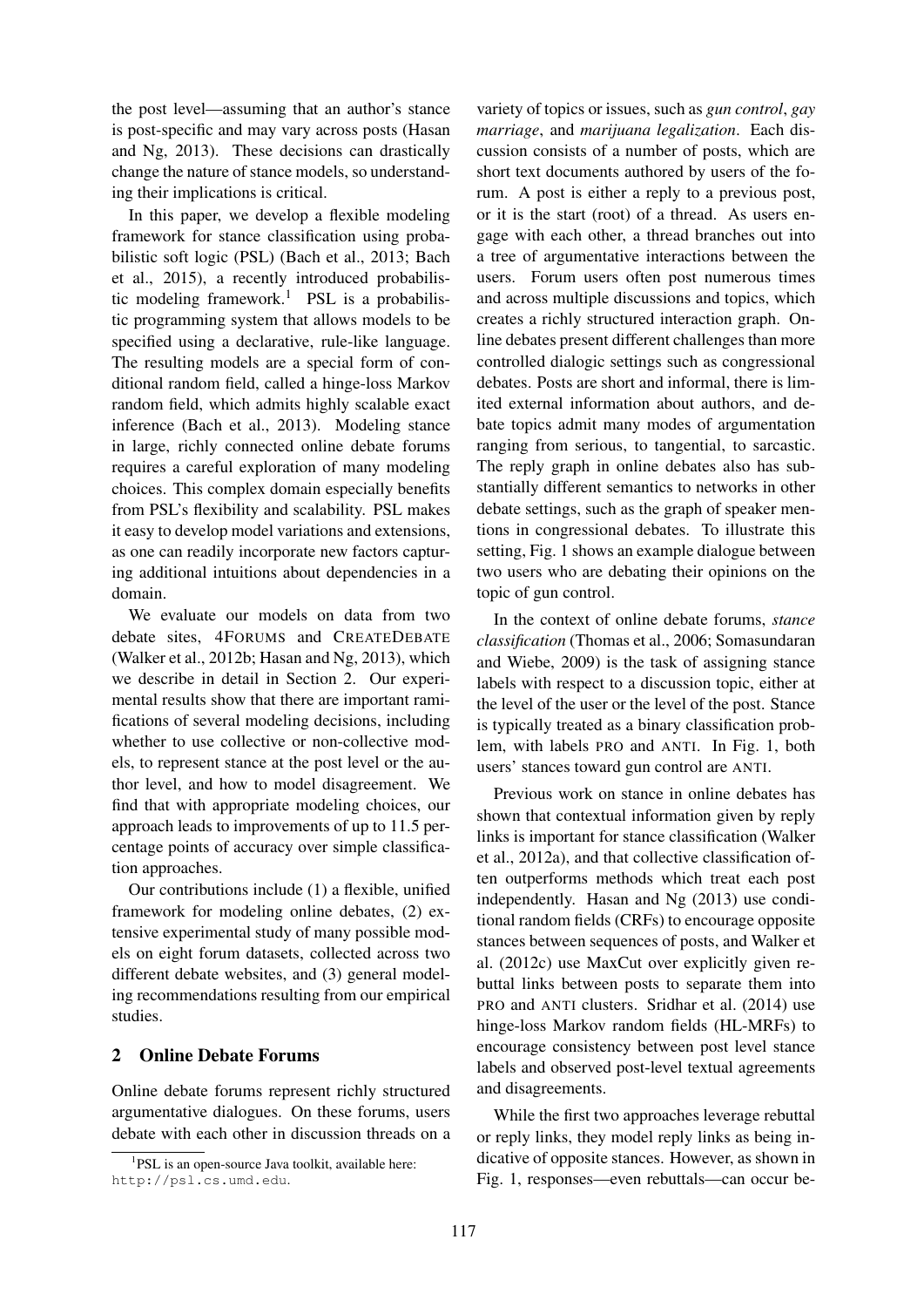the post level—assuming that an author's stance is post-specific and may vary across posts (Hasan and Ng, 2013). These decisions can drastically change the nature of stance models, so understanding their implications is critical.

In this paper, we develop a flexible modeling framework for stance classification using probabilistic soft logic (PSL) (Bach et al., 2013; Bach et al., 2015), a recently introduced probabilistic modeling framework.[1] PSL is a probabilistic programming system that allows models to be specified using a declarative, rule-like language. The resulting models are a special form of conditional random field, called a hinge-loss Markov random field, which admits highly scalable exact inference (Bach et al., 2013). Modeling stance in large, richly connected online debate forums requires a careful exploration of many modeling choices. This complex domain especially benefits from PSL's flexibility and scalability. PSL makes it easy to develop model variations and extensions, as one can readily incorporate new factors capturing additional intuitions about dependencies in a domain.

We evaluate our models on data from two debate sites, 4FORUMS and CREATEDEBATE (Walker et al., 2012b; Hasan and Ng, 2013), which we describe in detail in Section 2. Our experimental results show that there are important ramifications of several modeling decisions, including whether to use collective or non-collective models, to represent stance at the post level or the author level, and how to model disagreement. We find that with appropriate modeling choices, our approach leads to improvements of up to 11.5 percentage points of accuracy over simple classification approaches.

Our contributions include (1) a flexible, unified framework for modeling online debates, (2) extensive experimental study of many possible models on eight forum datasets, collected across two different debate websites, and (3) general modeling recommendations resulting from our empirical studies.

## 2 Online Debate Forums

Online debate forums represent richly structured argumentative dialogues. On these forums, users debate with each other in discussion threads on a variety of topics or issues, such as *gun control*, *gay marriage*, and *marijuana legalization*. Each discussion consists of a number of posts, which are short text documents authored by users of the forum. A post is either a reply to a previous post, or it is the start (root) of a thread. As users engage with each other, a thread branches out into a tree of argumentative interactions between the users. Forum users often post numerous times and across multiple discussions and topics, which creates a richly structured interaction graph. Online debates present different challenges than more controlled dialogic settings such as congressional debates. Posts are short and informal, there is limited external information about authors, and debate topics admit many modes of argumentation ranging from serious, to tangential, to sarcastic. The reply graph in online debates also has substantially different semantics to networks in other debate settings, such as the graph of speaker mentions in congressional debates. To illustrate this setting, Fig. 1 shows an example dialogue between two users who are debating their opinions on the topic of gun control.

In the context of online debate forums, *stance classification* (Thomas et al., 2006; Somasundaran and Wiebe, 2009) is the task of assigning stance labels with respect to a discussion topic, either at the level of the user or the level of the post. Stance is typically treated as a binary classification problem, with labels PRO and ANTI. In Fig. 1, both users' stances toward gun control are ANTI.

Previous work on stance in online debates has shown that contextual information given by reply links is important for stance classification (Walker et al., 2012a), and that collective classification often outperforms methods which treat each post independently. Hasan and Ng (2013) use conditional random fields (CRFs) to encourage opposite stances between sequences of posts, and Walker et al. (2012c) use MaxCut over explicitly given rebuttal links between posts to separate them into PRO and ANTI clusters. Sridhar et al. (2014) use hinge-loss Markov random fields (HL-MRFs) to encourage consistency between post level stance labels and observed post-level textual agreements and disagreements.

While the first two approaches leverage rebuttal or reply links, they model reply links as being indicative of opposite stances. However, as shown in Fig. 1, responses—even rebuttals—can occur be-

[1] PSL is an open-source Java toolkit, available here: http://psl.cs.umd.edu.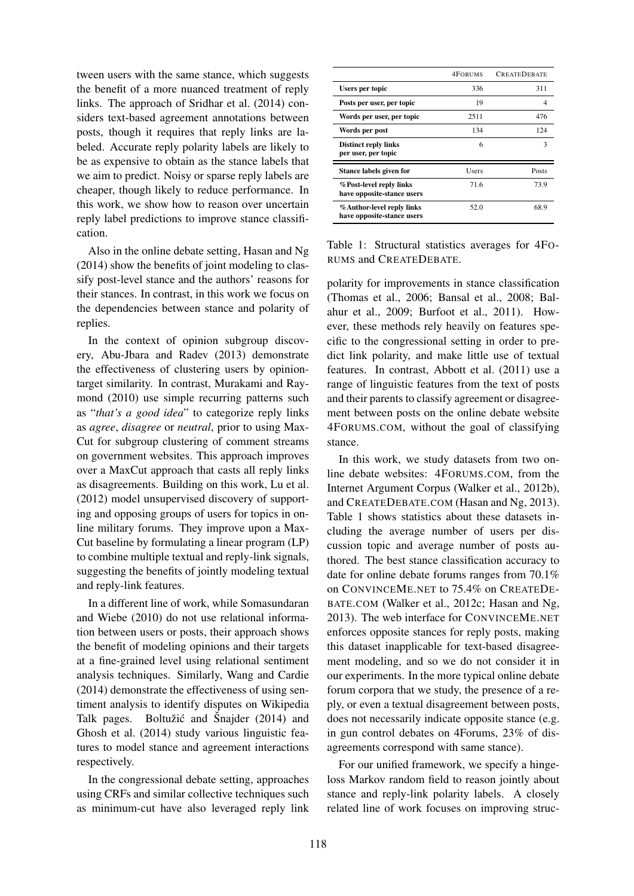tween users with the same stance, which suggests the benefit of a more nuanced treatment of reply links. The approach of Sridhar et al. (2014) considers text-based agreement annotations between posts, though it requires that reply links are labeled. Accurate reply polarity labels are likely to be as expensive to obtain as the stance labels that we aim to predict. Noisy or sparse reply labels are cheaper, though likely to reduce performance. In this work, we show how to reason over uncertain reply label predictions to improve stance classification.

Also in the online debate setting, Hasan and Ng (2014) show the benefits of joint modeling to classify post-level stance and the authors' reasons for their stances. In contrast, in this work we focus on the dependencies between stance and polarity of replies.

In the context of opinion subgroup discovery, Abu-Jbara and Radev (2013) demonstrate the effectiveness of clustering users by opinion-target similarity. In contrast, Murakami and Raymond (2010) use simple recurring patterns such as "*that's a good idea*" to categorize reply links as *agree*, *disagree* or *neutral*, prior to using Max-Cut for subgroup clustering of comment streams on government websites. This approach improves over a MaxCut approach that casts all reply links as disagreements. Building on this work, Lu et al. (2012) model unsupervised discovery of supporting and opposing groups of users for topics in online military forums. They improve upon a Max-Cut baseline by formulating a linear program (LP) to combine multiple textual and reply-link signals, suggesting the benefits of jointly modeling textual and reply-link features.

In a different line of work, while Somasundaran and Wiebe (2010) do not use relational information between users or posts, their approach shows the benefit of modeling opinions and their targets at a fine-grained level using relational sentiment analysis techniques. Similarly, Wang and Cardie (2014) demonstrate the effectiveness of using sentiment analysis to identify disputes on Wikipedia Talk pages. Boltužić and Šnajder (2014) and Ghosh et al. (2014) study various linguistic features to model stance and agreement interactions respectively.

In the congressional debate setting, approaches using CRFs and similar collective techniques such as minimum-cut have also leveraged reply link polarity for improvements in stance classification (Thomas et al., 2006; Bansal et al., 2008; Balahur et al., 2009; Burfoot et al., 2011). However, these methods rely heavily on features specific to the congressional setting in order to predict link polarity, and make little use of textual features. In contrast, Abbott et al. (2011) use a range of linguistic features from the text of posts and their parents to classify agreement or disagreement between posts on the online debate website 4FORUMS.COM, without the goal of classifying stance.

| | 4FORUMS | CREATEDEBATE |
|---|---|---|
| **Users per topic** | 336 | 311 |
| **Posts per user, per topic** | 19 | 4 |
| **Words per user, per topic** | 2511 | 476 |
| **Words per post** | 134 | 124 |
| **Distinct reply links per user, per topic** | 6 | 3 |
| **Stance labels given for** | Users | Posts |
| **%Post-level reply links have opposite-stance users** | 71.6 | 73.9 |
| **%Author-level reply links have opposite-stance users** | 52.0 | 68.9 |

Table 1: Structural statistics averages for 4FORUMS and CREATEDEBATE.

In this work, we study datasets from two online debate websites: 4FORUMS.COM, from the Internet Argument Corpus (Walker et al., 2012b), and CREATEDEBATE.COM (Hasan and Ng, 2013). Table 1 shows statistics about these datasets including the average number of users per discussion topic and average number of posts authored. The best stance classification accuracy to date for online debate forums ranges from 70.1% on CONVINCEME.NET to 75.4% on CREATEDEBATE.COM (Walker et al., 2012c; Hasan and Ng, 2013). The web interface for CONVINCEME.NET enforces opposite stances for reply posts, making this dataset inapplicable for text-based disagreement modeling, and so we do not consider it in our experiments. In the more typical online debate forum corpora that we study, the presence of a reply, or even a textual disagreement between posts, does not necessarily indicate opposite stance (e.g. in gun control debates on 4Forums, 23% of disagreements correspond with same stance).

For our unified framework, we specify a hinge-loss Markov random field to reason jointly about stance and reply-link polarity labels. A closely related line of work focuses on improving struc-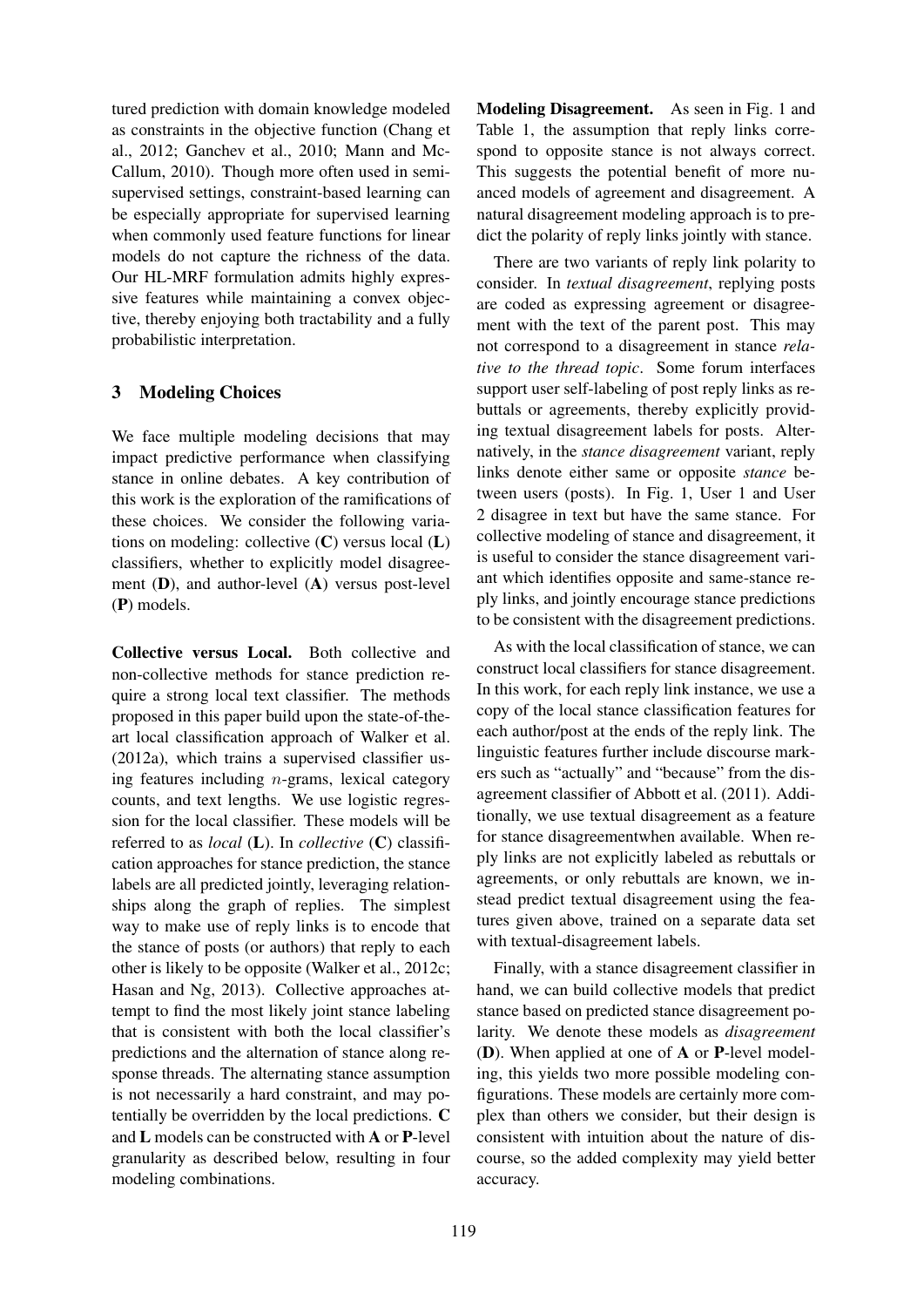tured prediction with domain knowledge modeled as constraints in the objective function (Chang et al., 2012; Ganchev et al., 2010; Mann and McCallum, 2010). Though more often used in semi-supervised settings, constraint-based learning can be especially appropriate for supervised learning when commonly used feature functions for linear models do not capture the richness of the data. Our HL-MRF formulation admits highly expressive features while maintaining a convex objective, thereby enjoying both tractability and a fully probabilistic interpretation.

## 3 Modeling Choices

We face multiple modeling decisions that may impact predictive performance when classifying stance in online debates. A key contribution of this work is the exploration of the ramifications of these choices. We consider the following variations on modeling: collective (**C**) versus local (**L**) classifiers, whether to explicitly model disagreement (**D**), and author-level (**A**) versus post-level (**P**) models.

**Collective versus Local.** Both collective and non-collective methods for stance prediction require a strong local text classifier. The methods proposed in this paper build upon the state-of-the-art local classification approach of Walker et al. (2012a), which trains a supervised classifier using features including $n$-grams, lexical category counts, and text lengths. We use logistic regression for the local classifier. These models will be referred to as *local* (**L**). In *collective* (**C**) classification approaches for stance prediction, the stance labels are all predicted jointly, leveraging relationships along the graph of replies. The simplest way to make use of reply links is to encode that the stance of posts (or authors) that reply to each other is likely to be opposite (Walker et al., 2012c; Hasan and Ng, 2013). Collective approaches attempt to find the most likely joint stance labeling that is consistent with both the local classifier's predictions and the alternation of stance along response threads. The alternating stance assumption is not necessarily a hard constraint, and may potentially be overridden by the local predictions. **C** and **L** models can be constructed with **A** or **P**-level granularity as described below, resulting in four modeling combinations.

**Modeling Disagreement.** As seen in Fig. 1 and Table 1, the assumption that reply links correspond to opposite stance is not always correct. This suggests the potential benefit of more nuanced models of agreement and disagreement. A natural disagreement modeling approach is to predict the polarity of reply links jointly with stance.

There are two variants of reply link polarity to consider. In *textual disagreement*, replying posts are coded as expressing agreement or disagreement with the text of the parent post. This may not correspond to a disagreement in stance *relative to the thread topic*. Some forum interfaces support user self-labeling of post reply links as rebuttals or agreements, thereby explicitly providing textual disagreement labels for posts. Alternatively, in the *stance disagreement* variant, reply links denote either same or opposite *stance* between users (posts). In Fig. 1, User 1 and User 2 disagree in text but have the same stance. For collective modeling of stance and disagreement, it is useful to consider the stance disagreement variant which identifies opposite and same-stance reply links, and jointly encourage stance predictions to be consistent with the disagreement predictions.

As with the local classification of stance, we can construct local classifiers for stance disagreement. In this work, for each reply link instance, we use a copy of the local stance classification features for each author/post at the ends of the reply link. The linguistic features further include discourse markers such as "actually" and "because" from the disagreement classifier of Abbott et al. (2011). Additionally, we use textual disagreement as a feature for stance disagreementwhen available. When reply links are not explicitly labeled as rebuttals or agreements, or only rebuttals are known, we instead predict textual disagreement using the features given above, trained on a separate data set with textual-disagreement labels.

Finally, with a stance disagreement classifier in hand, we can build collective models that predict stance based on predicted stance disagreement polarity. We denote these models as *disagreement* (**D**). When applied at one of **A** or **P**-level modeling, this yields two more possible modeling configurations. These models are certainly more complex than others we consider, but their design is consistent with intuition about the nature of discourse, so the added complexity may yield better accuracy.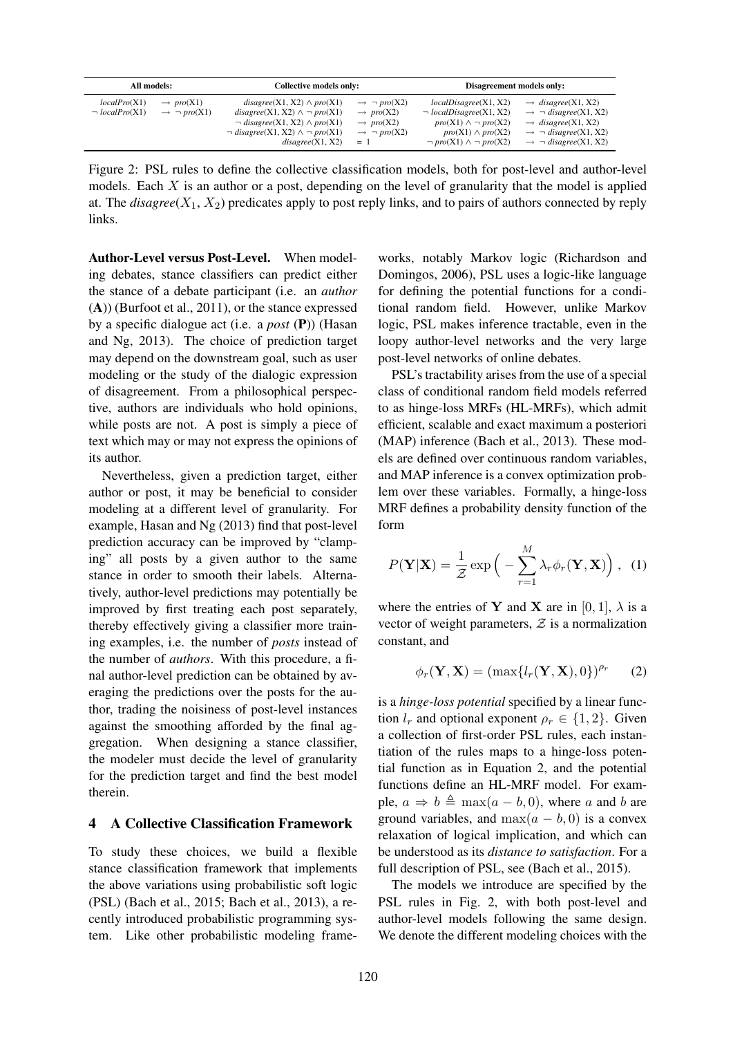| All models: | | Collective models only: | | Disagreement models only: | |
|---|---|---|---|---|---|
| *localPro*(X1) | $\rightarrow$ *pro*(X1) | *disagree*(X1, X2) $\wedge$ *pro*(X1) | $\rightarrow$ $\neg$ *pro*(X2) | *localDisagree*(X1, X2) | $\rightarrow$ *disagree*(X1, X2) |
| $\neg$ *localPro*(X1) | $\rightarrow$ $\neg$ *pro*(X1) | *disagree*(X1, X2) $\wedge$ $\neg$ *pro*(X1) | $\rightarrow$ *pro*(X2) | $\neg$ *localDisagree*(X1, X2) | $\rightarrow$ $\neg$ *disagree*(X1, X2) |
| | | $\neg$ *disagree*(X1, X2) $\wedge$ *pro*(X1) | $\rightarrow$ *pro*(X2) | *pro*(X1) $\wedge$ $\neg$ *pro*(X2) | $\rightarrow$ *disagree*(X1, X2) |
| | | $\neg$ *disagree*(X1, X2) $\wedge$ $\neg$ *pro*(X1) | $\rightarrow$ $\neg$ *pro*(X2) | *pro*(X1) $\wedge$ *pro*(X2) | $\rightarrow$ $\neg$ *disagree*(X1, X2) |
| | | *disagree*(X1, X2) | = 1 | $\neg$ *pro*(X1) $\wedge$ $\neg$ *pro*(X2) | $\rightarrow$ $\neg$ *disagree*(X1, X2) |

Figure 2: PSL rules to define the collective classification models, both for post-level and author-level models. Each $X$ is an author or a post, depending on the level of granularity that the model is applied at. The *disagree*$(X_1, X_2)$ predicates apply to post reply links, and to pairs of authors connected by reply links.

**Author-Level versus Post-Level.** When modeling debates, stance classifiers can predict either the stance of a debate participant (i.e. an *author* (**A**)) (Burfoot et al., 2011), or the stance expressed by a specific dialogue act (i.e. a *post* (**P**)) (Hasan and Ng, 2013). The choice of prediction target may depend on the downstream goal, such as user modeling or the study of the dialogic expression of disagreement. From a philosophical perspective, authors are individuals who hold opinions, while posts are not. A post is simply a piece of text which may or may not express the opinions of its author.

Nevertheless, given a prediction target, either author or post, it may be beneficial to consider modeling at a different level of granularity. For example, Hasan and Ng (2013) find that post-level prediction accuracy can be improved by "clamping" all posts by a given author to the same stance in order to smooth their labels. Alternatively, author-level predictions may potentially be improved by first treating each post separately, thereby effectively giving a classifier more training examples, i.e. the number of *posts* instead of the number of *authors*. With this procedure, a final author-level prediction can be obtained by averaging the predictions over the posts for the author, trading the noisiness of post-level instances against the smoothing afforded by the final aggregation. When designing a stance classifier, the modeler must decide the level of granularity for the prediction target and find the best model therein.

## 4 A Collective Classification Framework

To study these choices, we build a flexible stance classification framework that implements the above variations using probabilistic soft logic (PSL) (Bach et al., 2015; Bach et al., 2013), a recently introduced probabilistic programming system. Like other probabilistic modeling frameworks, notably Markov logic (Richardson and Domingos, 2006), PSL uses a logic-like language for defining the potential functions for a conditional random field. However, unlike Markov logic, PSL makes inference tractable, even in the loopy author-level networks and the very large post-level networks of online debates.

PSL's tractability arises from the use of a special class of conditional random field models referred to as hinge-loss MRFs (HL-MRFs), which admit efficient, scalable and exact maximum a posteriori (MAP) inference (Bach et al., 2013). These models are defined over continuous random variables, and MAP inference is a convex optimization problem over these variables. Formally, a hinge-loss MRF defines a probability density function of the form

$$P(\mathbf{Y}|\mathbf{X}) = \frac{1}{\mathcal{Z}} \exp\Big( - \sum_{r=1}^{M} \lambda_r \phi_r(\mathbf{Y}, \mathbf{X})\Big) \,, \quad (1)$$

where the entries of $\mathbf{Y}$ and $\mathbf{X}$ are in $[0, 1]$, $\lambda$ is a vector of weight parameters, $\mathcal{Z}$ is a normalization constant, and

$$\phi_r(\mathbf{Y}, \mathbf{X}) = (\max\{l_r(\mathbf{Y}, \mathbf{X}), 0\})^{\rho_r} \quad (2)$$

is a *hinge-loss potential* specified by a linear function $l_r$ and optional exponent $\rho_r \in \{1, 2\}$. Given a collection of first-order PSL rules, each instantiation of the rules maps to a hinge-loss potential function as in Equation 2, and the potential functions define an HL-MRF model. For example, $a \Rightarrow b \triangleq \max(a - b, 0)$, where $a$ and $b$ are ground variables, and $\max(a - b, 0)$ is a convex relaxation of logical implication, and which can be understood as its *distance to satisfaction*. For a full description of PSL, see (Bach et al., 2015).

The models we introduce are specified by the PSL rules in Fig. 2, with both post-level and author-level models following the same design. We denote the different modeling choices with the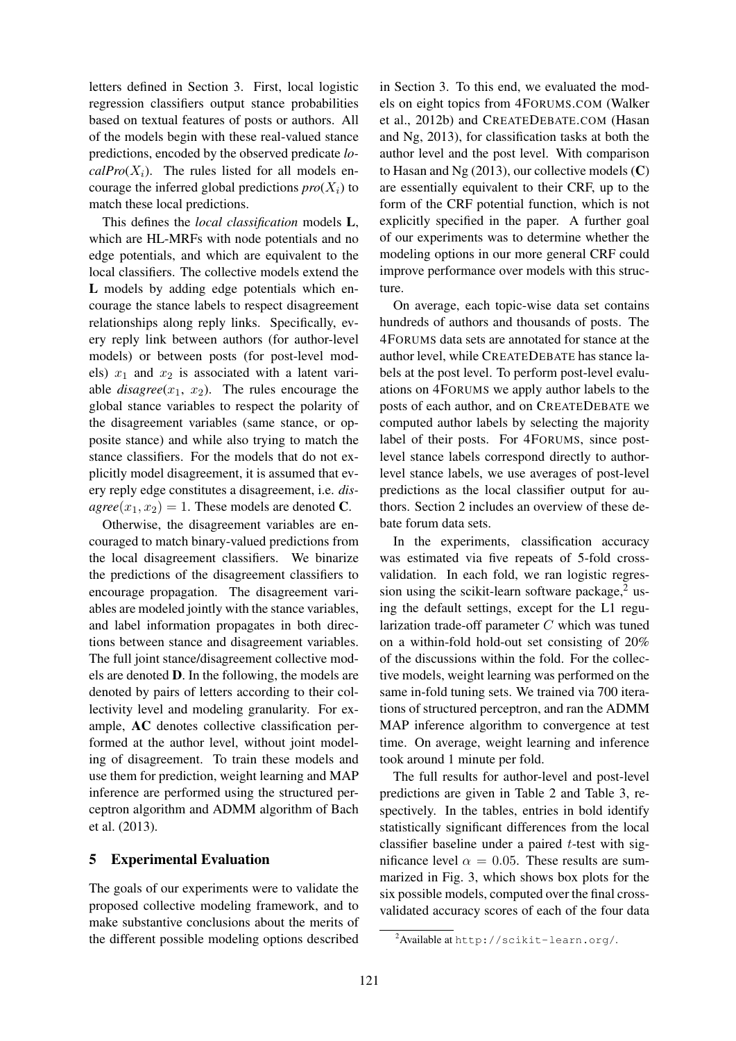letters defined in Section 3. First, local logistic regression classifiers output stance probabilities based on textual features of posts or authors. All of the models begin with these real-valued stance predictions, encoded by the observed predicate *localPro*($X_i$). The rules listed for all models encourage the inferred global predictions *pro*($X_i$) to match these local predictions.

This defines the *local classification* models **L**, which are HL-MRFs with node potentials and no edge potentials, and which are equivalent to the local classifiers. The collective models extend the **L** models by adding edge potentials which encourage the stance labels to respect disagreement relationships along reply links. Specifically, every reply link between authors (for author-level models) or between posts (for post-level models) $x_1$ and $x_2$ is associated with a latent variable *disagree*($x_1$, $x_2$). The rules encourage the global stance variables to respect the polarity of the disagreement variables (same stance, or opposite stance) and while also trying to match the stance classifiers. For the models that do not explicitly model disagreement, it is assumed that every reply edge constitutes a disagreement, i.e. *disagree*$(x_1, x_2) = 1$. These models are denoted **C**.

Otherwise, the disagreement variables are encouraged to match binary-valued predictions from the local disagreement classifiers. We binarize the predictions of the disagreement classifiers to encourage propagation. The disagreement variables are modeled jointly with the stance variables, and label information propagates in both directions between stance and disagreement variables. The full joint stance/disagreement collective models are denoted **D**. In the following, the models are denoted by pairs of letters according to their collectivity level and modeling granularity. For example, **AC** denotes collective classification performed at the author level, without joint modeling of disagreement. To train these models and use them for prediction, weight learning and MAP inference are performed using the structured perceptron algorithm and ADMM algorithm of Bach et al. (2013).

## 5 Experimental Evaluation

The goals of our experiments were to validate the proposed collective modeling framework, and to make substantive conclusions about the merits of the different possible modeling options described in Section 3. To this end, we evaluated the models on eight topics from 4FORUMS.COM (Walker et al., 2012b) and CREATEDEBATE.COM (Hasan and Ng, 2013), for classification tasks at both the author level and the post level. With comparison to Hasan and Ng (2013), our collective models (**C**) are essentially equivalent to their CRF, up to the form of the CRF potential function, which is not explicitly specified in the paper. A further goal of our experiments was to determine whether the modeling options in our more general CRF could improve performance over models with this structure.

On average, each topic-wise data set contains hundreds of authors and thousands of posts. The 4FORUMS data sets are annotated for stance at the author level, while CREATEDEBATE has stance labels at the post level. To perform post-level evaluations on 4FORUMS we apply author labels to the posts of each author, and on CREATEDEBATE we computed author labels by selecting the majority label of their posts. For 4FORUMS, since post-level stance labels correspond directly to author-level stance labels, we use averages of post-level predictions as the local classifier output for authors. Section 2 includes an overview of these debate forum data sets.

In the experiments, classification accuracy was estimated via five repeats of 5-fold cross-validation. In each fold, we ran logistic regression using the scikit-learn software package,[2] using the default settings, except for the L1 regularization trade-off parameter $C$ which was tuned on a within-fold hold-out set consisting of 20% of the discussions within the fold. For the collective models, weight learning was performed on the same in-fold tuning sets. We trained via 700 iterations of structured perceptron, and ran the ADMM MAP inference algorithm to convergence at test time. On average, weight learning and inference took around 1 minute per fold.

The full results for author-level and post-level predictions are given in Table 2 and Table 3, respectively. In the tables, entries in bold identify statistically significant differences from the local classifier baseline under a paired $t$-test with significance level $\alpha = 0.05$. These results are summarized in Fig. 3, which shows box plots for the six possible models, computed over the final cross-validated accuracy scores of each of the four data

[2] Available at http://scikit-learn.org/.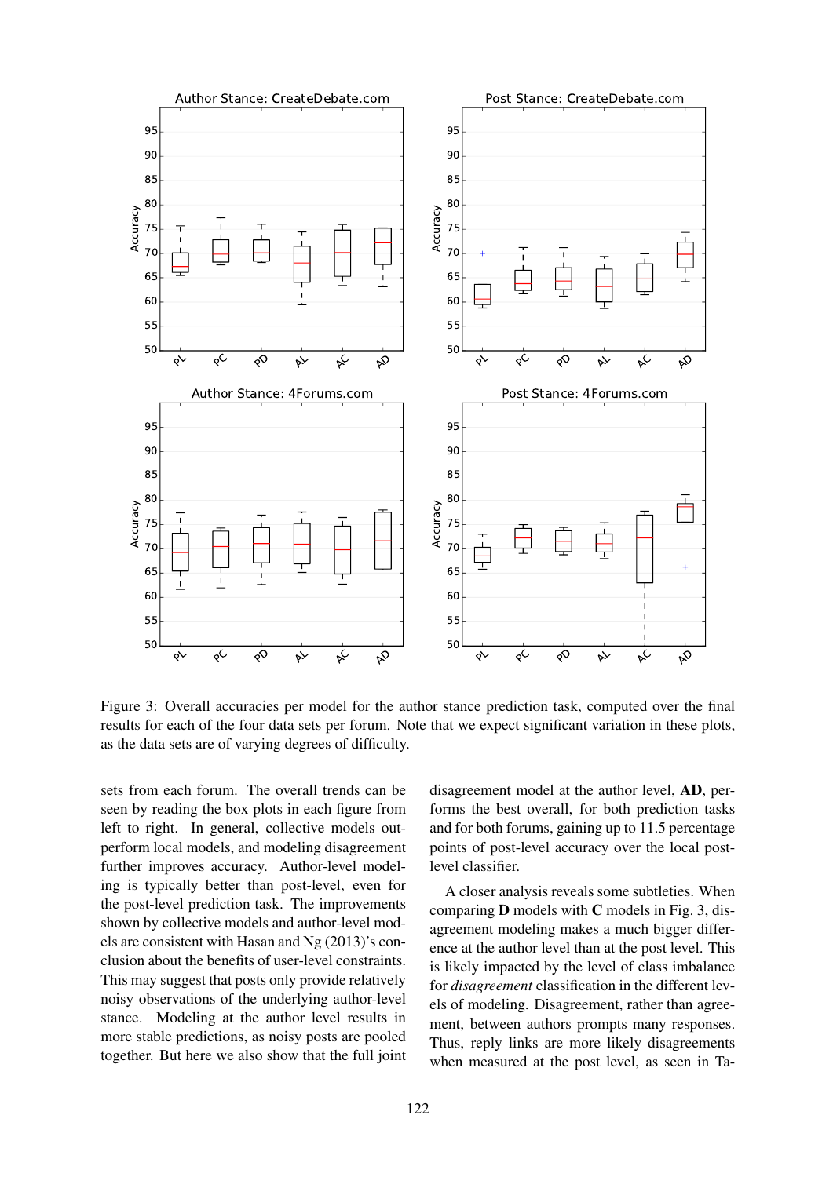Author Stance: CreateDebate.com

Accuracy

95
90
85
80
75
70
65
60
55
50

PL PC PD AL AC AD

Post Stance: CreateDebate.com

Accuracy

95
90
85
80
75
70
65
60
55
50

PL PC PD AL AC AD

Author Stance: 4Forums.com

Accuracy

95
90
85
80
75
70
65
60
55
50

PL PC PD AL AC AD

Post Stance: 4Forums.com

Accuracy

95
90
85
80
75
70
65
60
55
50

PL PC PD AL AC AD

Figure 3: Overall accuracies per model for the author stance prediction task, computed over the final results for each of the four data sets per forum. Note that we expect significant variation in these plots, as the data sets are of varying degrees of difficulty.

sets from each forum. The overall trends can be seen by reading the box plots in each figure from left to right. In general, collective models outperform local models, and modeling disagreement further improves accuracy. Author-level modeling is typically better than post-level, even for the post-level prediction task. The improvements shown by collective models and author-level models are consistent with Hasan and Ng (2013)'s conclusion about the benefits of user-level constraints. This may suggest that posts only provide relatively noisy observations of the underlying author-level stance. Modeling at the author level results in more stable predictions, as noisy posts are pooled together. But here we also show that the full joint disagreement model at the author level, **AD**, performs the best overall, for both prediction tasks and for both forums, gaining up to 11.5 percentage points of post-level accuracy over the local post-level classifier.

A closer analysis reveals some subtleties. When comparing **D** models with **C** models in Fig. 3, disagreement modeling makes a much bigger difference at the author level than at the post level. This is likely impacted by the level of class imbalance for *disagreement* classification in the different levels of modeling. Disagreement, rather than agreement, between authors prompts many responses. Thus, reply links are more likely disagreements when measured at the post level, as seen in Ta-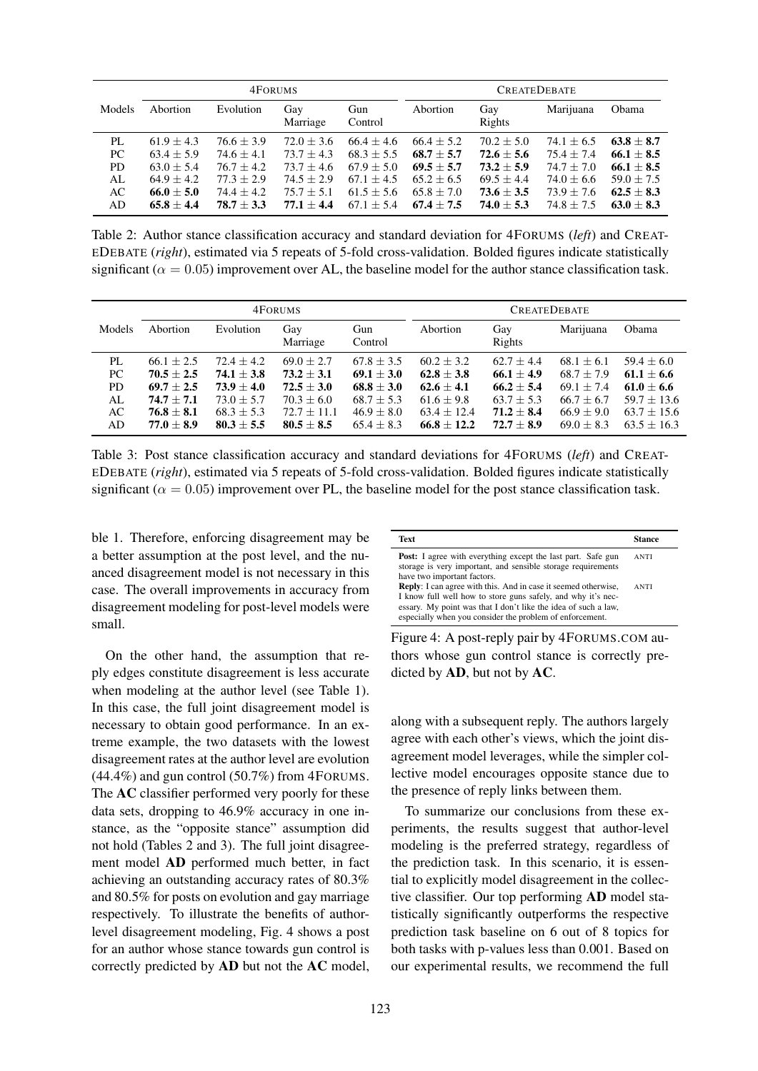| Models | 4FORUMS | | | | CREATEDEBATE | | | |
|---|---|---|---|---|---|---|---|---|
| | Abortion | Evolution | Gay Marriage | Gun Control | Abortion | Gay Rights | Marijuana | Obama |
| PL | $61.9 \pm 4.3$ | $76.6 \pm 3.9$ | $72.0 \pm 3.6$ | $66.4 \pm 4.6$ | $66.4 \pm 5.2$ | $70.2 \pm 5.0$ | $74.1 \pm 6.5$ | $\mathbf{63.8 \pm 8.7}$ |
| PC | $63.4 \pm 5.9$ | $74.6 \pm 4.1$ | $73.7 \pm 4.3$ | $68.3 \pm 5.5$ | $\mathbf{68.7 \pm 5.7}$ | $\mathbf{72.6 \pm 5.6}$ | $75.4 \pm 7.4$ | $\mathbf{66.1 \pm 8.5}$ |
| PD | $63.0 \pm 5.4$ | $76.7 \pm 4.2$ | $73.7 \pm 4.6$ | $67.9 \pm 5.0$ | $\mathbf{69.5 \pm 5.7}$ | $\mathbf{73.2 \pm 5.9}$ | $74.7 \pm 7.0$ | $\mathbf{66.1 \pm 8.5}$ |
| AL | $64.9 \pm 4.2$ | $77.3 \pm 2.9$ | $74.5 \pm 2.9$ | $67.1 \pm 4.5$ | $65.2 \pm 6.5$ | $69.5 \pm 4.4$ | $74.0 \pm 6.6$ | $59.0 \pm 7.5$ |
| AC | $\mathbf{66.0 \pm 5.0}$ | $74.4 \pm 4.2$ | $75.7 \pm 5.1$ | $61.5 \pm 5.6$ | $65.8 \pm 7.0$ | $\mathbf{73.6 \pm 3.5}$ | $73.9 \pm 7.6$ | $\mathbf{62.5 \pm 8.3}$ |
| AD | $\mathbf{65.8 \pm 4.4}$ | $\mathbf{78.7 \pm 3.3}$ | $\mathbf{77.1 \pm 4.4}$ | $67.1 \pm 5.4$ | $\mathbf{67.4 \pm 7.5}$ | $\mathbf{74.0 \pm 5.3}$ | $74.8 \pm 7.5$ | $\mathbf{63.0 \pm 8.3}$ |

Table 2: Author stance classification accuracy and standard deviation for 4FORUMS (*left*) and CREATEDEBATE (*right*), estimated via 5 repeats of 5-fold cross-validation. Bolded figures indicate statistically significant ($\alpha = 0.05$) improvement over AL, the baseline model for the author stance classification task.

| Models | 4FORUMS | | | | CREATEDEBATE | | | |
|---|---|---|---|---|---|---|---|---|
| | Abortion | Evolution | Gay Marriage | Gun Control | Abortion | Gay Rights | Marijuana | Obama |
| PL | $66.1 \pm 2.5$ | $72.4 \pm 4.2$ | $69.0 \pm 2.7$ | $67.8 \pm 3.5$ | $60.2 \pm 3.2$ | $62.7 \pm 4.4$ | $68.1 \pm 6.1$ | $59.4 \pm 6.0$ |
| PC | $\mathbf{70.5 \pm 2.5}$ | $\mathbf{74.1 \pm 3.8}$ | $\mathbf{73.2 \pm 3.1}$ | $\mathbf{69.1 \pm 3.0}$ | $\mathbf{62.8 \pm 3.8}$ | $\mathbf{66.1 \pm 4.9}$ | $68.7 \pm 7.9$ | $\mathbf{61.1 \pm 6.6}$ |
| PD | $\mathbf{69.7 \pm 2.5}$ | $\mathbf{73.9 \pm 4.0}$ | $\mathbf{72.5 \pm 3.0}$ | $\mathbf{68.8 \pm 3.0}$ | $\mathbf{62.6 \pm 4.1}$ | $\mathbf{66.2 \pm 5.4}$ | $69.1 \pm 7.4$ | $\mathbf{61.0 \pm 6.6}$ |
| AL | $\mathbf{74.7 \pm 7.1}$ | $73.0 \pm 5.7$ | $70.3 \pm 6.0$ | $68.7 \pm 5.3$ | $61.6 \pm 9.8$ | $63.7 \pm 5.3$ | $66.7 \pm 6.7$ | $59.7 \pm 13.6$ |
| AC | $\mathbf{76.8 \pm 8.1}$ | $68.3 \pm 5.3$ | $72.7 \pm 11.1$ | $46.9 \pm 8.0$ | $63.4 \pm 12.4$ | $\mathbf{71.2 \pm 8.4}$ | $66.9 \pm 9.0$ | $63.7 \pm 15.6$ |
| AD | $\mathbf{77.0 \pm 8.9}$ | $\mathbf{80.3 \pm 5.5}$ | $\mathbf{80.5 \pm 8.5}$ | $65.4 \pm 8.3$ | $\mathbf{66.8 \pm 12.2}$ | $\mathbf{72.7 \pm 8.9}$ | $69.0 \pm 8.3$ | $63.5 \pm 16.3$ |

Table 3: Post stance classification accuracy and standard deviations for 4FORUMS (*left*) and CREATEDEBATE (*right*), estimated via 5 repeats of 5-fold cross-validation. Bolded figures indicate statistically significant ($\alpha = 0.05$) improvement over PL, the baseline model for the post stance classification task.

ble 1. Therefore, enforcing disagreement may be a better assumption at the post level, and the nuanced disagreement model is not necessary in this case. The overall improvements in accuracy from disagreement modeling for post-level models were small.

On the other hand, the assumption that reply edges constitute disagreement is less accurate when modeling at the author level (see Table 1). In this case, the full joint disagreement model is necessary to obtain good performance. In an extreme example, the two datasets with the lowest disagreement rates at the author level are evolution (44.4%) and gun control (50.7%) from 4FORUMS. The **AC** classifier performed very poorly for these data sets, dropping to 46.9% accuracy in one instance, as the "opposite stance" assumption did not hold (Tables 2 and 3). The full joint disagreement model **AD** performed much better, in fact achieving an outstanding accuracy rates of 80.3% and 80.5% for posts on evolution and gay marriage respectively. To illustrate the benefits of author-level disagreement modeling, Fig. 4 shows a post for an author whose stance towards gun control is correctly predicted by **AD** but not the **AC** model, along with a subsequent reply. The authors largely agree with each other's views, which the joint disagreement model leverages, while the simpler collective model encourages opposite stance due to the presence of reply links between them.

| **Text** | **Stance** |
|---|---|
| **Post:** I agree with everything except the last part. Safe gun storage is very important, and sensible storage requirements have two important factors. | ANTI |
| **Reply**: I can agree with this. And in case it seemed otherwise, I know full well how to store guns safely, and why it's necessary. My point was that I don't like the idea of such a law, especially when you consider the problem of enforcement. | ANTI |

Figure 4: A post-reply pair by 4FORUMS.COM authors whose gun control stance is correctly predicted by **AD**, but not by **AC**.

To summarize our conclusions from these experiments, the results suggest that author-level modeling is the preferred strategy, regardless of the prediction task. In this scenario, it is essential to explicitly model disagreement in the collective classifier. Our top performing **AD** model statistically significantly outperforms the respective prediction task baseline on 6 out of 8 topics for both tasks with p-values less than 0.001. Based on our experimental results, we recommend the full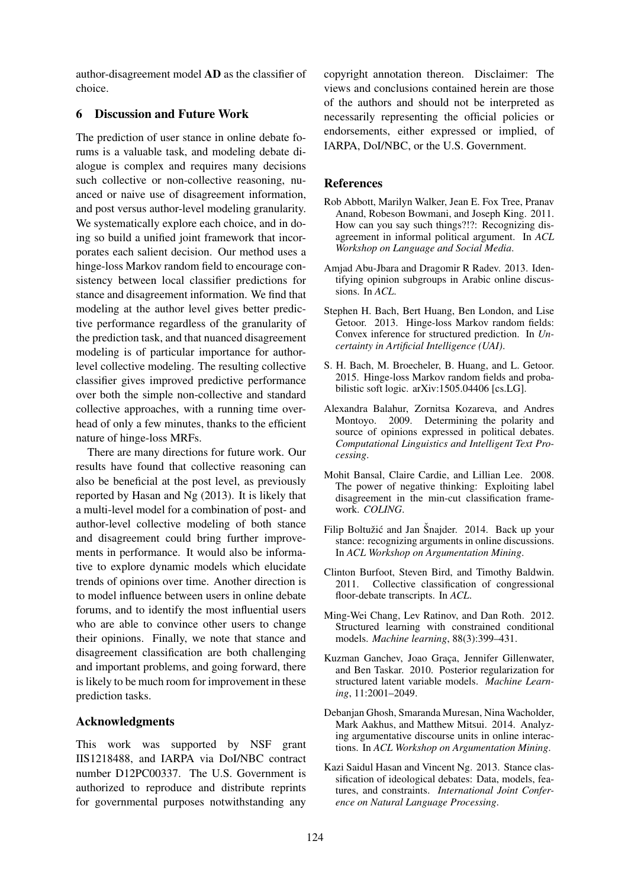author-disagreement model **AD** as the classifier of choice.

## 6 Discussion and Future Work

The prediction of user stance in online debate forums is a valuable task, and modeling debate dialogue is complex and requires many decisions such collective or non-collective reasoning, nuanced or naive use of disagreement information, and post versus author-level modeling granularity. We systematically explore each choice, and in doing so build a unified joint framework that incorporates each salient decision. Our method uses a hinge-loss Markov random field to encourage consistency between local classifier predictions for stance and disagreement information. We find that modeling at the author level gives better predictive performance regardless of the granularity of the prediction task, and that nuanced disagreement modeling is of particular importance for author-level collective modeling. The resulting collective classifier gives improved predictive performance over both the simple non-collective and standard collective approaches, with a running time overhead of only a few minutes, thanks to the efficient nature of hinge-loss MRFs.

There are many directions for future work. Our results have found that collective reasoning can also be beneficial at the post level, as previously reported by Hasan and Ng (2013). It is likely that a multi-level model for a combination of post- and author-level collective modeling of both stance and disagreement could bring further improvements in performance. It would also be informative to explore dynamic models which elucidate trends of opinions over time. Another direction is to model influence between users in online debate forums, and to identify the most influential users who are able to convince other users to change their opinions. Finally, we note that stance and disagreement classification are both challenging and important problems, and going forward, there is likely to be much room for improvement in these prediction tasks.

## Acknowledgments

This work was supported by NSF grant IIS1218488, and IARPA via DoI/NBC contract number D12PC00337. The U.S. Government is authorized to reproduce and distribute reprints for governmental purposes notwithstanding any copyright annotation thereon. Disclaimer: The views and conclusions contained herein are those of the authors and should not be interpreted as necessarily representing the official policies or endorsements, either expressed or implied, of IARPA, DoI/NBC, or the U.S. Government.

## References

Rob Abbott, Marilyn Walker, Jean E. Fox Tree, Pranav Anand, Robeson Bowmani, and Joseph King. 2011. How can you say such things?!?: Recognizing disagreement in informal political argument. In *ACL Workshop on Language and Social Media*.

Amjad Abu-Jbara and Dragomir R Radev. 2013. Identifying opinion subgroups in Arabic online discussions. In *ACL*.

Stephen H. Bach, Bert Huang, Ben London, and Lise Getoor. 2013. Hinge-loss Markov random fields: Convex inference for structured prediction. In *Uncertainty in Artificial Intelligence (UAI)*.

S. H. Bach, M. Broecheler, B. Huang, and L. Getoor. 2015. Hinge-loss Markov random fields and probabilistic soft logic. arXiv:1505.04406 [cs.LG].

Alexandra Balahur, Zornitsa Kozareva, and Andres Montoyo. 2009. Determining the polarity and source of opinions expressed in political debates. *Computational Linguistics and Intelligent Text Processing*.

Mohit Bansal, Claire Cardie, and Lillian Lee. 2008. The power of negative thinking: Exploiting label disagreement in the min-cut classification framework. *COLING*.

Filip Boltužić and Jan Šnajder. 2014. Back up your stance: recognizing arguments in online discussions. In *ACL Workshop on Argumentation Mining*.

Clinton Burfoot, Steven Bird, and Timothy Baldwin. 2011. Collective classification of congressional floor-debate transcripts. In *ACL*.

Ming-Wei Chang, Lev Ratinov, and Dan Roth. 2012. Structured learning with constrained conditional models. *Machine learning*, 88(3):399–431.

Kuzman Ganchev, Joao Graça, Jennifer Gillenwater, and Ben Taskar. 2010. Posterior regularization for structured latent variable models. *Machine Learning*, 11:2001–2049.

Debanjan Ghosh, Smaranda Muresan, Nina Wacholder, Mark Aakhus, and Matthew Mitsui. 2014. Analyzing argumentative discourse units in online interactions. In *ACL Workshop on Argumentation Mining*.

Kazi Saidul Hasan and Vincent Ng. 2013. Stance classification of ideological debates: Data, models, features, and constraints. *International Joint Conference on Natural Language Processing*.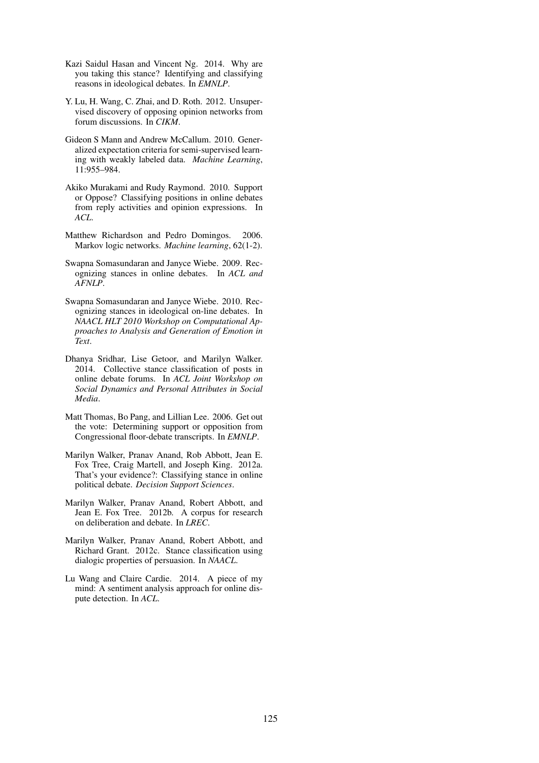Kazi Saidul Hasan and Vincent Ng. 2014. Why are you taking this stance? Identifying and classifying reasons in ideological debates. In *EMNLP*.

Y. Lu, H. Wang, C. Zhai, and D. Roth. 2012. Unsupervised discovery of opposing opinion networks from forum discussions. In *CIKM*.

Gideon S Mann and Andrew McCallum. 2010. Generalized expectation criteria for semi-supervised learning with weakly labeled data. *Machine Learning*, 11:955–984.

Akiko Murakami and Rudy Raymond. 2010. Support or Oppose? Classifying positions in online debates from reply activities and opinion expressions. In *ACL*.

Matthew Richardson and Pedro Domingos. 2006. Markov logic networks. *Machine learning*, 62(1-2).

Swapna Somasundaran and Janyce Wiebe. 2009. Recognizing stances in online debates. In *ACL and AFNLP*.

Swapna Somasundaran and Janyce Wiebe. 2010. Recognizing stances in ideological on-line debates. In *NAACL HLT 2010 Workshop on Computational Approaches to Analysis and Generation of Emotion in Text*.

Dhanya Sridhar, Lise Getoor, and Marilyn Walker. 2014. Collective stance classification of posts in online debate forums. In *ACL Joint Workshop on Social Dynamics and Personal Attributes in Social Media*.

Matt Thomas, Bo Pang, and Lillian Lee. 2006. Get out the vote: Determining support or opposition from Congressional floor-debate transcripts. In *EMNLP*.

Marilyn Walker, Pranav Anand, Rob Abbott, Jean E. Fox Tree, Craig Martell, and Joseph King. 2012a. That's your evidence?: Classifying stance in online political debate. *Decision Support Sciences*.

Marilyn Walker, Pranav Anand, Robert Abbott, and Jean E. Fox Tree. 2012b. A corpus for research on deliberation and debate. In *LREC*.

Marilyn Walker, Pranav Anand, Robert Abbott, and Richard Grant. 2012c. Stance classification using dialogic properties of persuasion. In *NAACL*.

Lu Wang and Claire Cardie. 2014. A piece of my mind: A sentiment analysis approach for online dispute detection. In *ACL*.